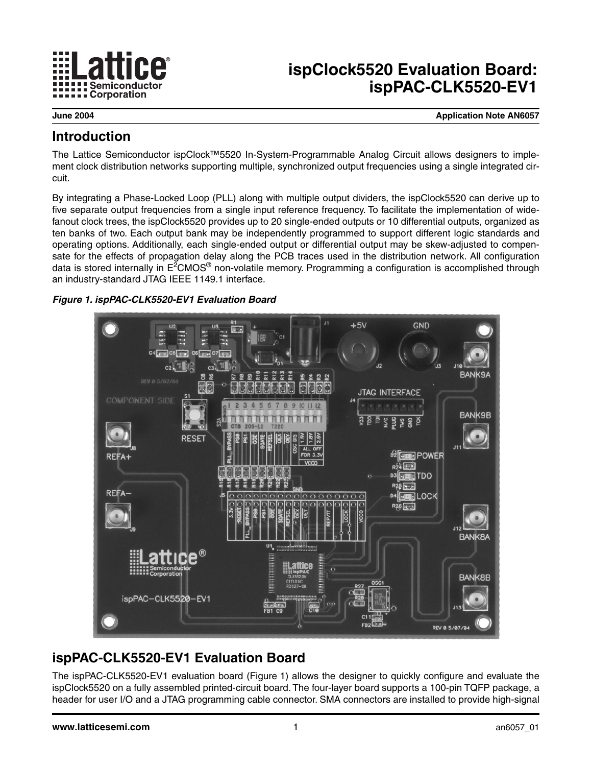# ispClock5520 Evaluation Board: ispPAC-CLK5520-EV1

June 2004 — Application Note AN6057

## Introduction

The Lattice Semiconductor ispClock™5520 In-System-Programmable Analog Circuit allows designers to implement clock distribution networks supporting multiple, synchronized output frequencies using a single integrated circuit.

By integrating a Phase-Locked Loop (PLL) along with multiple output dividers, the ispClock5520 can derive up to five separate output frequencies from a single input reference frequency. To facilitate the implementation of wide-fanout clock trees, the ispClock5520 provides up to 20 single-ended outputs or 10 differential outputs, organized as ten banks of two. Each output bank may be independently programmed to support different logic standards and operating options. Additionally, each single-ended output or differential output may be skew-adjusted to compensate for the effects of propagation delay along the PCB traces used in the distribution network. All configuration data is stored internally in E$^2$CMOS® non-volatile memory. Programming a configuration is accomplished through an industry-standard JTAG IEEE 1149.1 interface.

*Figure 1. ispPAC-CLK5520-EV1 Evaluation Board*

## ispPAC-CLK5520-EV1 Evaluation Board

The ispPAC-CLK5520-EV1 evaluation board (Figure 1) allows the designer to quickly configure and evaluate the ispClock5520 on a fully assembled printed-circuit board. The four-layer board supports a 100-pin TQFP package, a header for user I/O and a JTAG programming cable connector. SMA connectors are installed to provide high-signal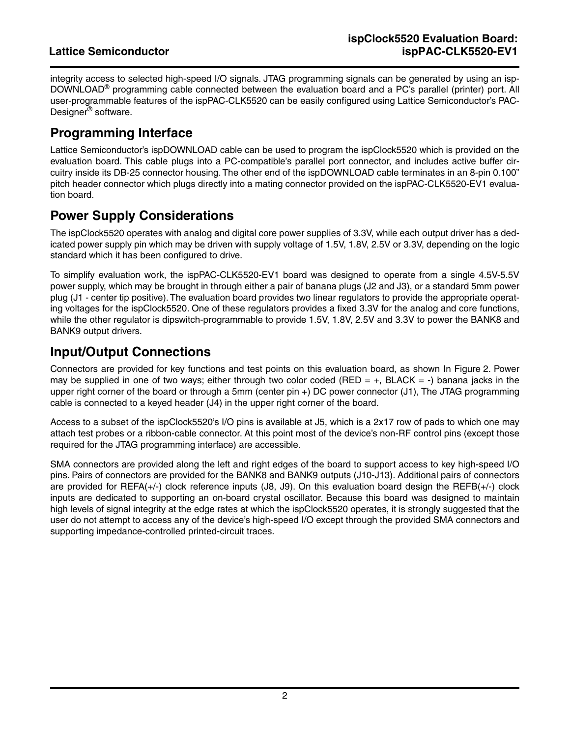integrity access to selected high-speed I/O signals. JTAG programming signals can be generated by using an isp-DOWNLOAD® programming cable connected between the evaluation board and a PC's parallel (printer) port. All user-programmable features of the ispPAC-CLK5520 can be easily configured using Lattice Semiconductor's PAC-Designer® software.

## Programming Interface

Lattice Semiconductor's ispDOWNLOAD cable can be used to program the ispClock5520 which is provided on the evaluation board. This cable plugs into a PC-compatible's parallel port connector, and includes active buffer circuitry inside its DB-25 connector housing. The other end of the ispDOWNLOAD cable terminates in an 8-pin 0.100" pitch header connector which plugs directly into a mating connector provided on the ispPAC-CLK5520-EV1 evaluation board.

## Power Supply Considerations

The ispClock5520 operates with analog and digital core power supplies of 3.3V, while each output driver has a dedicated power supply pin which may be driven with supply voltage of 1.5V, 1.8V, 2.5V or 3.3V, depending on the logic standard which it has been configured to drive.

To simplify evaluation work, the ispPAC-CLK5520-EV1 board was designed to operate from a single 4.5V-5.5V power supply, which may be brought in through either a pair of banana plugs (J2 and J3), or a standard 5mm power plug (J1 - center tip positive). The evaluation board provides two linear regulators to provide the appropriate operating voltages for the ispClock5520. One of these regulators provides a fixed 3.3V for the analog and core functions, while the other regulator is dipswitch-programmable to provide 1.5V, 1.8V, 2.5V and 3.3V to power the BANK8 and BANK9 output drivers.

## Input/Output Connections

Connectors are provided for key functions and test points on this evaluation board, as shown In Figure 2. Power may be supplied in one of two ways; either through two color coded (RED = +, BLACK = -) banana jacks in the upper right corner of the board or through a 5mm (center pin +) DC power connector (J1), The JTAG programming cable is connected to a keyed header (J4) in the upper right corner of the board.

Access to a subset of the ispClock5520's I/O pins is available at J5, which is a 2x17 row of pads to which one may attach test probes or a ribbon-cable connector. At this point most of the device's non-RF control pins (except those required for the JTAG programming interface) are accessible.

SMA connectors are provided along the left and right edges of the board to support access to key high-speed I/O pins. Pairs of connectors are provided for the BANK8 and BANK9 outputs (J10-J13). Additional pairs of connectors are provided for REFA(+/-) clock reference inputs (J8, J9). On this evaluation board design the REFB(+/-) clock inputs are dedicated to supporting an on-board crystal oscillator. Because this board was designed to maintain high levels of signal integrity at the edge rates at which the ispClock5520 operates, it is strongly suggested that the user do not attempt to access any of the device's high-speed I/O except through the provided SMA connectors and supporting impedance-controlled printed-circuit traces.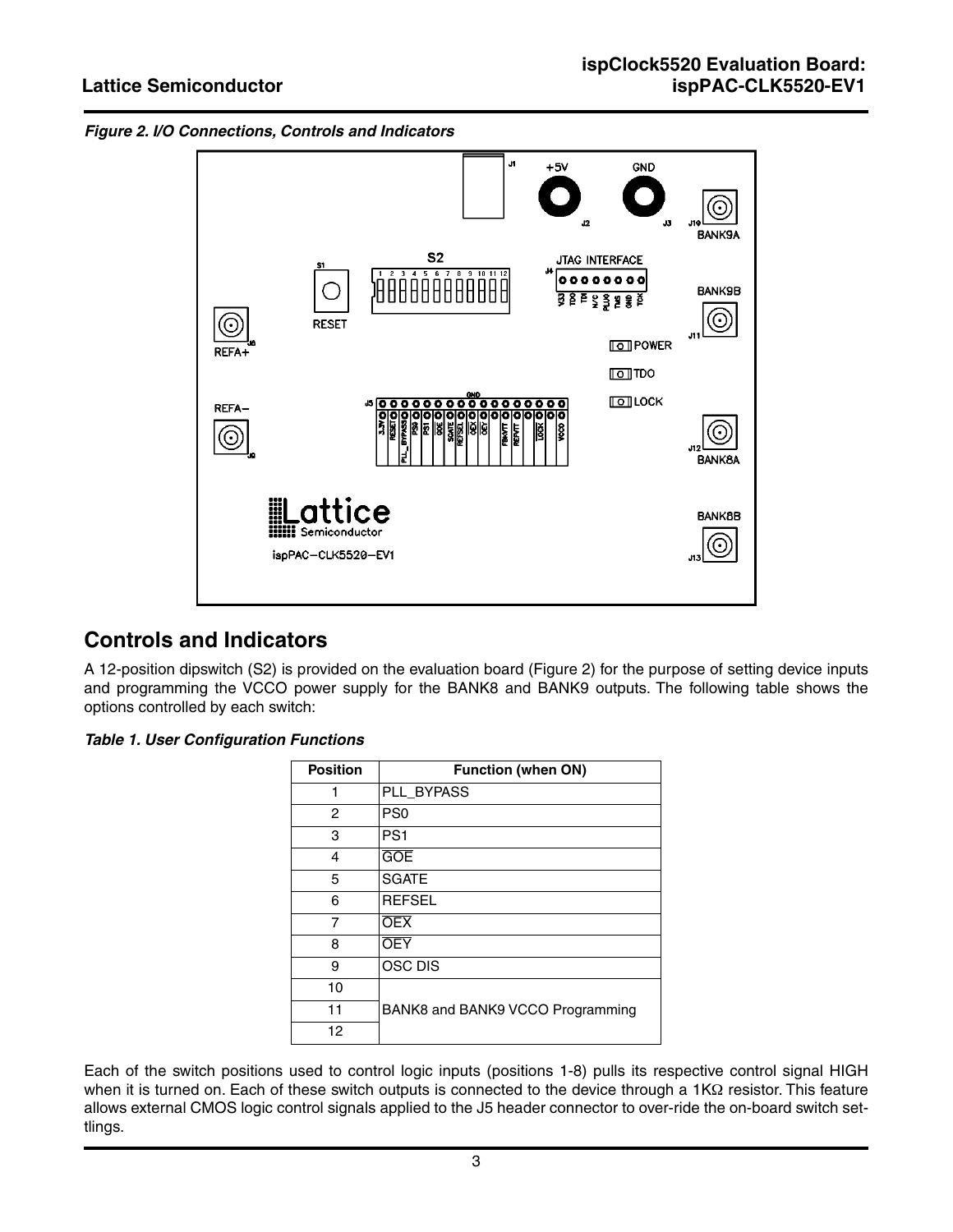*Figure 2. I/O Connections, Controls and Indicators*

## Controls and Indicators

A 12-position dipswitch (S2) is provided on the evaluation board (Figure 2) for the purpose of setting device inputs and programming the VCCO power supply for the BANK8 and BANK9 outputs. The following table shows the options controlled by each switch:

*Table 1. User Configuration Functions*

| Position | Function (when ON) |
|---|---|
| 1 | PLL_BYPASS |
| 2 | PS0 |
| 3 | PS1 |
| 4 | $\overline{\text{GOE}}$ |
| 5 | SGATE |
| 6 | REFSEL |
| 7 | $\overline{\text{OEX}}$ |
| 8 | $\overline{\text{OEY}}$ |
| 9 | OSC DIS |
| 10 | BANK8 and BANK9 VCCO Programming |
| 11 | |
| 12 | |

Each of the switch positions used to control logic inputs (positions 1-8) pulls its respective control signal HIGH when it is turned on. Each of these switch outputs is connected to the device through a 1KΩ resistor. This feature allows external CMOS logic control signals applied to the J5 header connector to over-ride the on-board switch settlings.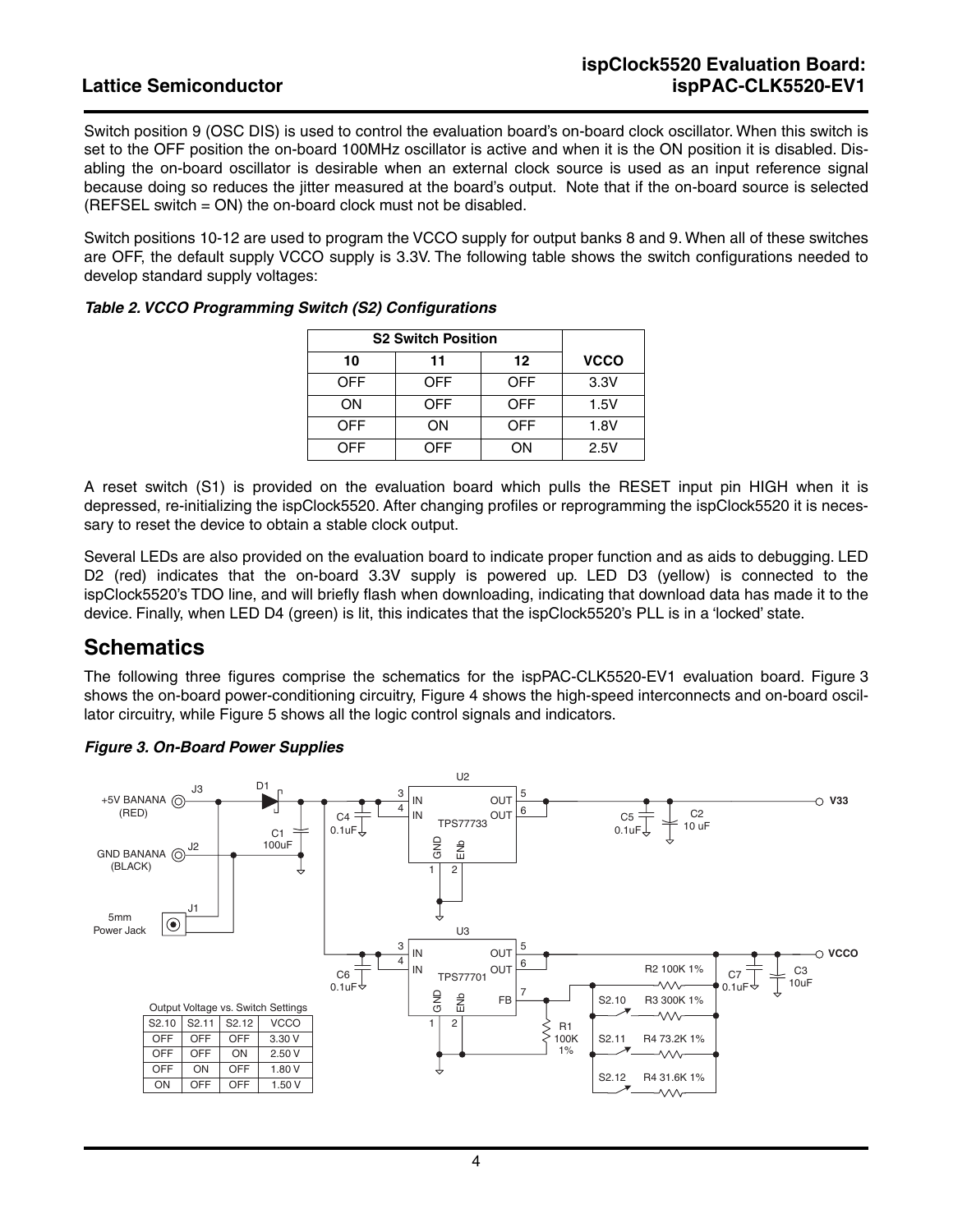Switch position 9 (OSC DIS) is used to control the evaluation board's on-board clock oscillator. When this switch is set to the OFF position the on-board 100MHz oscillator is active and when it is the ON position it is disabled. Disabling the on-board oscillator is desirable when an external clock source is used as an input reference signal because doing so reduces the jitter measured at the board's output. Note that if the on-board source is selected (REFSEL switch = ON) the on-board clock must not be disabled.

Switch positions 10-12 are used to program the VCCO supply for output banks 8 and 9. When all of these switches are OFF, the default supply VCCO supply is 3.3V. The following table shows the switch configurations needed to develop standard supply voltages:

***Table 2. VCCO Programming Switch (S2) Configurations***

| S2 Switch Position | | | |
|---|---|---|---|
| 10 | 11 | 12 | VCCO |
| OFF | OFF | OFF | 3.3V |
| ON | OFF | OFF | 1.5V |
| OFF | ON | OFF | 1.8V |
| OFF | OFF | ON | 2.5V |

A reset switch (S1) is provided on the evaluation board which pulls the RESET input pin HIGH when it is depressed, re-initializing the ispClock5520. After changing profiles or reprogramming the ispClock5520 it is necessary to reset the device to obtain a stable clock output.

Several LEDs are also provided on the evaluation board to indicate proper function and as aids to debugging. LED D2 (red) indicates that the on-board 3.3V supply is powered up. LED D3 (yellow) is connected to the ispClock5520's TDO line, and will briefly flash when downloading, indicating that download data has made it to the device. Finally, when LED D4 (green) is lit, this indicates that the ispClock5520's PLL is in a 'locked' state.

## Schematics

The following three figures comprise the schematics for the ispPAC-CLK5520-EV1 evaluation board. Figure 3 shows the on-board power-conditioning circuitry, Figure 4 shows the high-speed interconnects and on-board oscillator circuitry, while Figure 5 shows all the logic control signals and indicators.

***Figure 3. On-Board Power Supplies***

Output Voltage vs. Switch Settings

| S2.10 | S2.11 | S2.12 | VCCO |
|---|---|---|---|
| OFF | OFF | OFF | 3.30 V |
| OFF | OFF | ON | 2.50 V |
| OFF | ON | OFF | 1.80 V |
| ON | OFF | OFF | 1.50 V |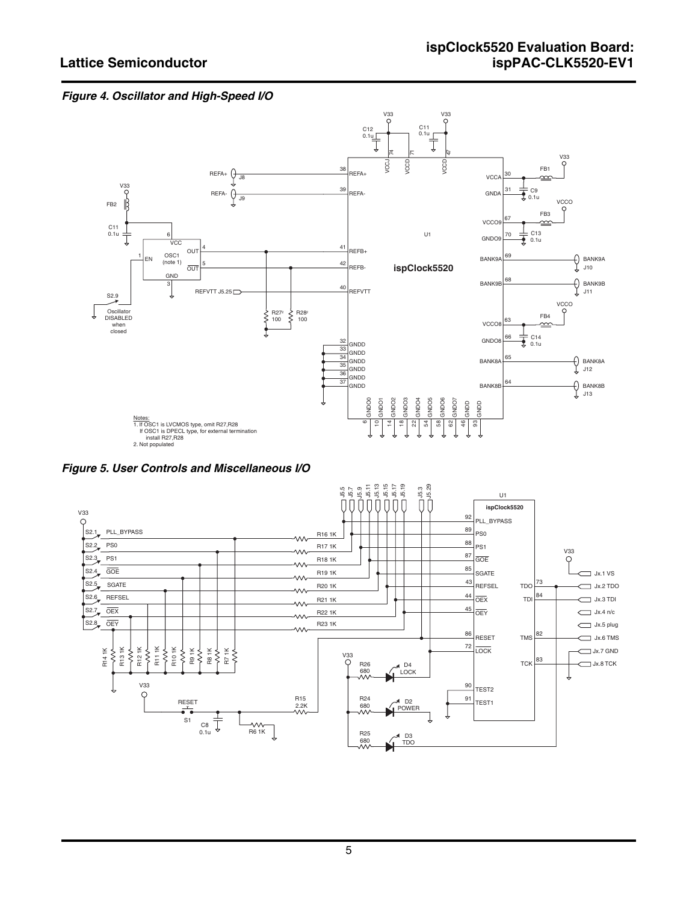*Figure 4. Oscillator and High-Speed I/O*

Notes:
1. If OSC1 is LVCMOS type, omit R27,R28
   If OSC1 is DPECL type, for external termination
   install R27,R28
2. Not populated

*Figure 5. User Controls and Miscellaneous I/O*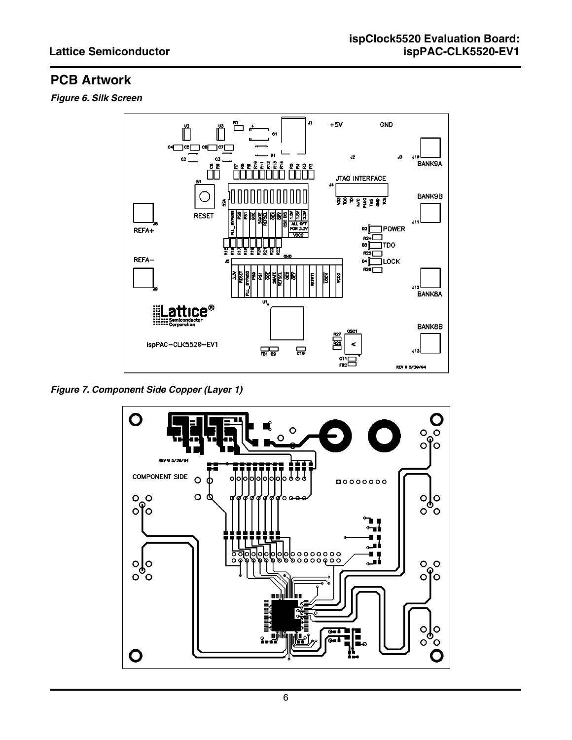## PCB Artwork

*Figure 6. Silk Screen*

*Figure 7. Component Side Copper (Layer 1)*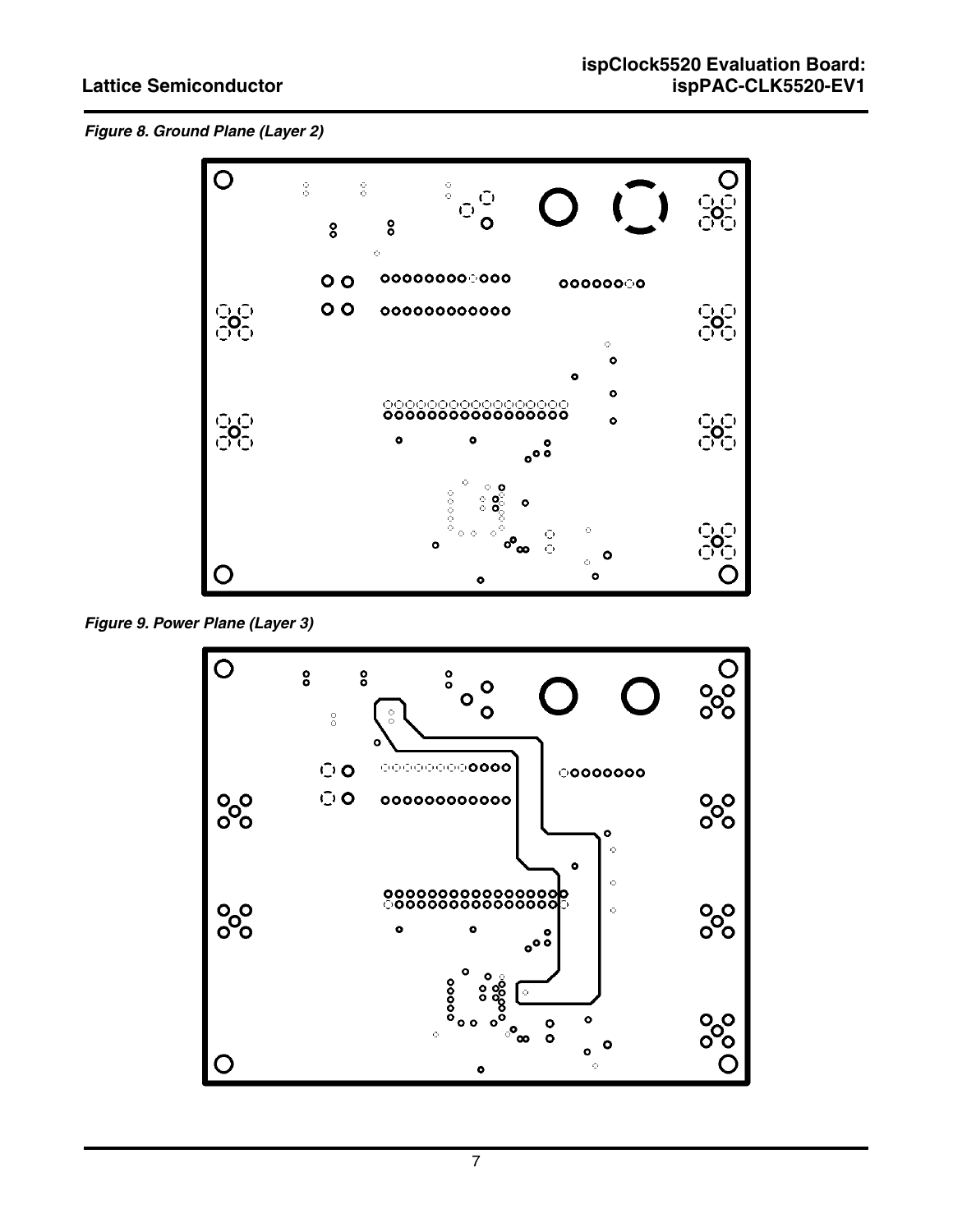*Figure 8. Ground Plane (Layer 2)*

*Figure 9. Power Plane (Layer 3)*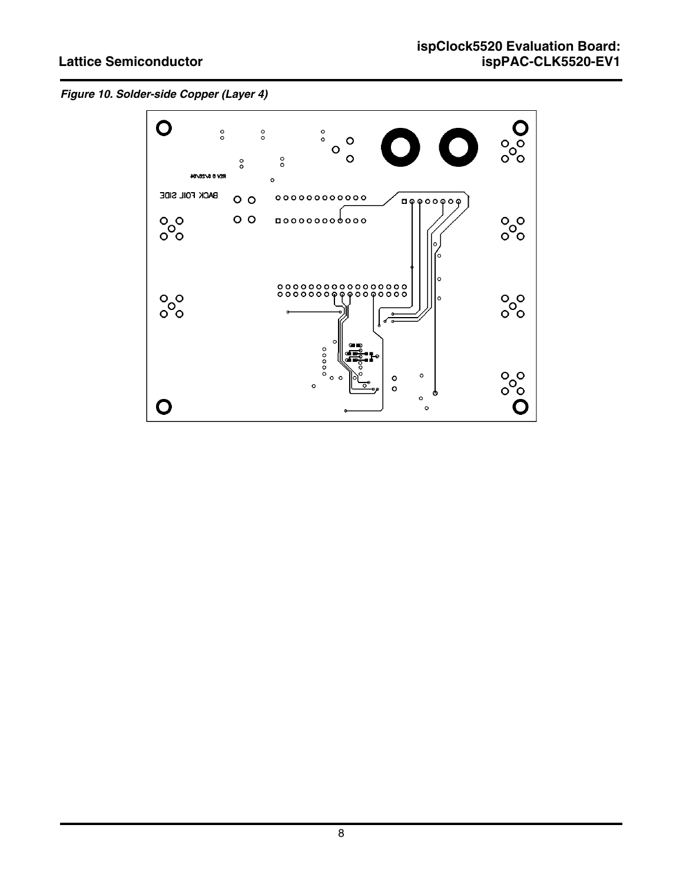*Figure 10. Solder-side Copper (Layer 4)*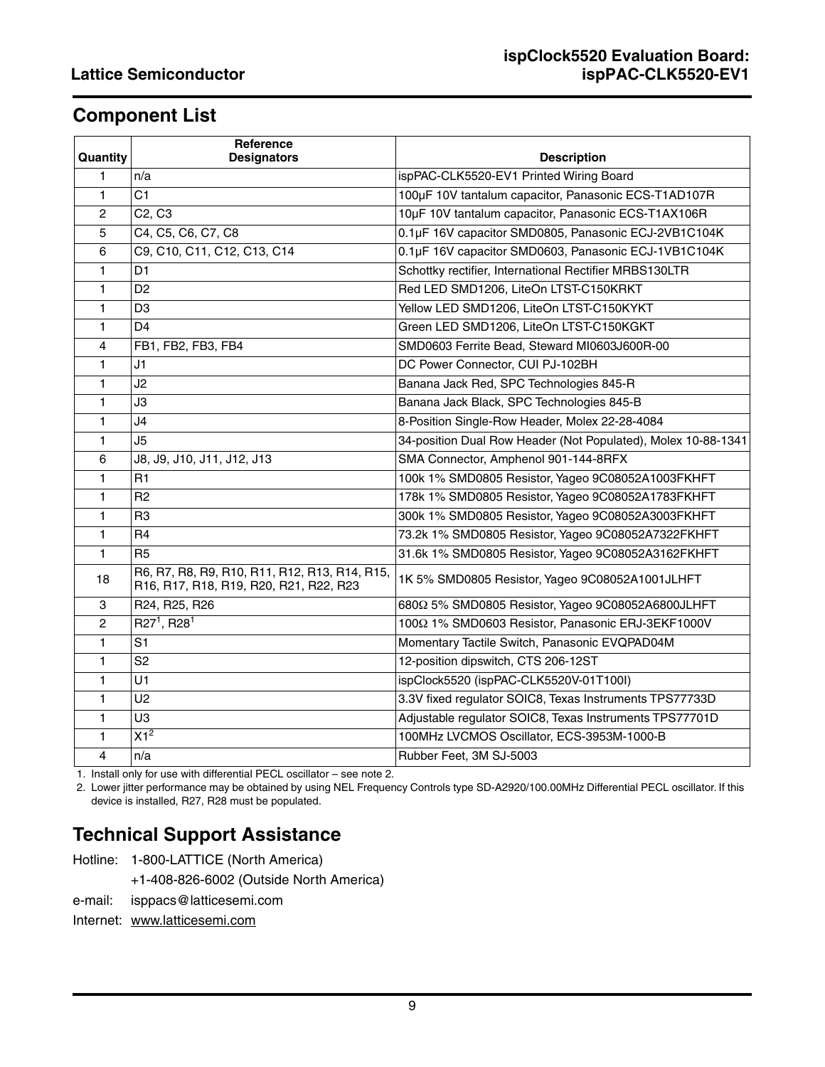## Component List

| Quantity | Reference Designators | Description |
|---|---|---|
| 1 | n/a | ispPAC-CLK5520-EV1 Printed Wiring Board |
| 1 | C1 | 100µF 10V tantalum capacitor, Panasonic ECS-T1AD107R |
| 2 | C2, C3 | 10µF 10V tantalum capacitor, Panasonic ECS-T1AX106R |
| 5 | C4, C5, C6, C7, C8 | 0.1µF 16V capacitor SMD0805, Panasonic ECJ-2VB1C104K |
| 6 | C9, C10, C11, C12, C13, C14 | 0.1µF 16V capacitor SMD0603, Panasonic ECJ-1VB1C104K |
| 1 | D1 | Schottky rectifier, International Rectifier MRBS130LTR |
| 1 | D2 | Red LED SMD1206, LiteOn LTST-C150KRKT |
| 1 | D3 | Yellow LED SMD1206, LiteOn LTST-C150KYKT |
| 1 | D4 | Green LED SMD1206, LiteOn LTST-C150KGKT |
| 4 | FB1, FB2, FB3, FB4 | SMD0603 Ferrite Bead, Steward MI0603J600R-00 |
| 1 | J1 | DC Power Connector, CUI PJ-102BH |
| 1 | J2 | Banana Jack Red, SPC Technologies 845-R |
| 1 | J3 | Banana Jack Black, SPC Technologies 845-B |
| 1 | J4 | 8-Position Single-Row Header, Molex 22-28-4084 |
| 1 | J5 | 34-position Dual Row Header (Not Populated), Molex 10-88-1341 |
| 6 | J8, J9, J10, J11, J12, J13 | SMA Connector, Amphenol 901-144-8RFX |
| 1 | R1 | 100k 1% SMD0805 Resistor, Yageo 9C08052A1003FKHFT |
| 1 | R2 | 178k 1% SMD0805 Resistor, Yageo 9C08052A1783FKHFT |
| 1 | R3 | 300k 1% SMD0805 Resistor, Yageo 9C08052A3003FKHFT |
| 1 | R4 | 73.2k 1% SMD0805 Resistor, Yageo 9C08052A7322FKHFT |
| 1 | R5 | 31.6k 1% SMD0805 Resistor, Yageo 9C08052A3162FKHFT |
| 18 | R6, R7, R8, R9, R10, R11, R12, R13, R14, R15, R16, R17, R18, R19, R20, R21, R22, R23 | 1K 5% SMD0805 Resistor, Yageo 9C08052A1001JLHFT |
| 3 | R24, R25, R26 | 680Ω 5% SMD0805 Resistor, Yageo 9C08052A6800JLHFT |
| 2 | R27[1], R28[1] | 100Ω 1% SMD0603 Resistor, Panasonic ERJ-3EKF1000V |
| 1 | S1 | Momentary Tactile Switch, Panasonic EVQPAD04M |
| 1 | S2 | 12-position dipswitch, CTS 206-12ST |
| 1 | U1 | ispClock5520 (ispPAC-CLK5520V-01T100I) |
| 1 | U2 | 3.3V fixed regulator SOIC8, Texas Instruments TPS77733D |
| 1 | U3 | Adjustable regulator SOIC8, Texas Instruments TPS77701D |
| 1 | X1[2] | 100MHz LVCMOS Oscillator, ECS-3953M-1000-B |
| 4 | n/a | Rubber Feet, 3M SJ-5003 |

1. Install only for use with differential PECL oscillator – see note 2.
2. Lower jitter performance may be obtained by using NEL Frequency Controls type SD-A2920/100.00MHz Differential PECL oscillator. If this device is installed, R27, R28 must be populated.

## Technical Support Assistance

Hotline: 1-800-LATTICE (North America)
+1-408-826-6002 (Outside North America)

e-mail: isppacs@latticesemi.com

Internet: www.latticesemi.com